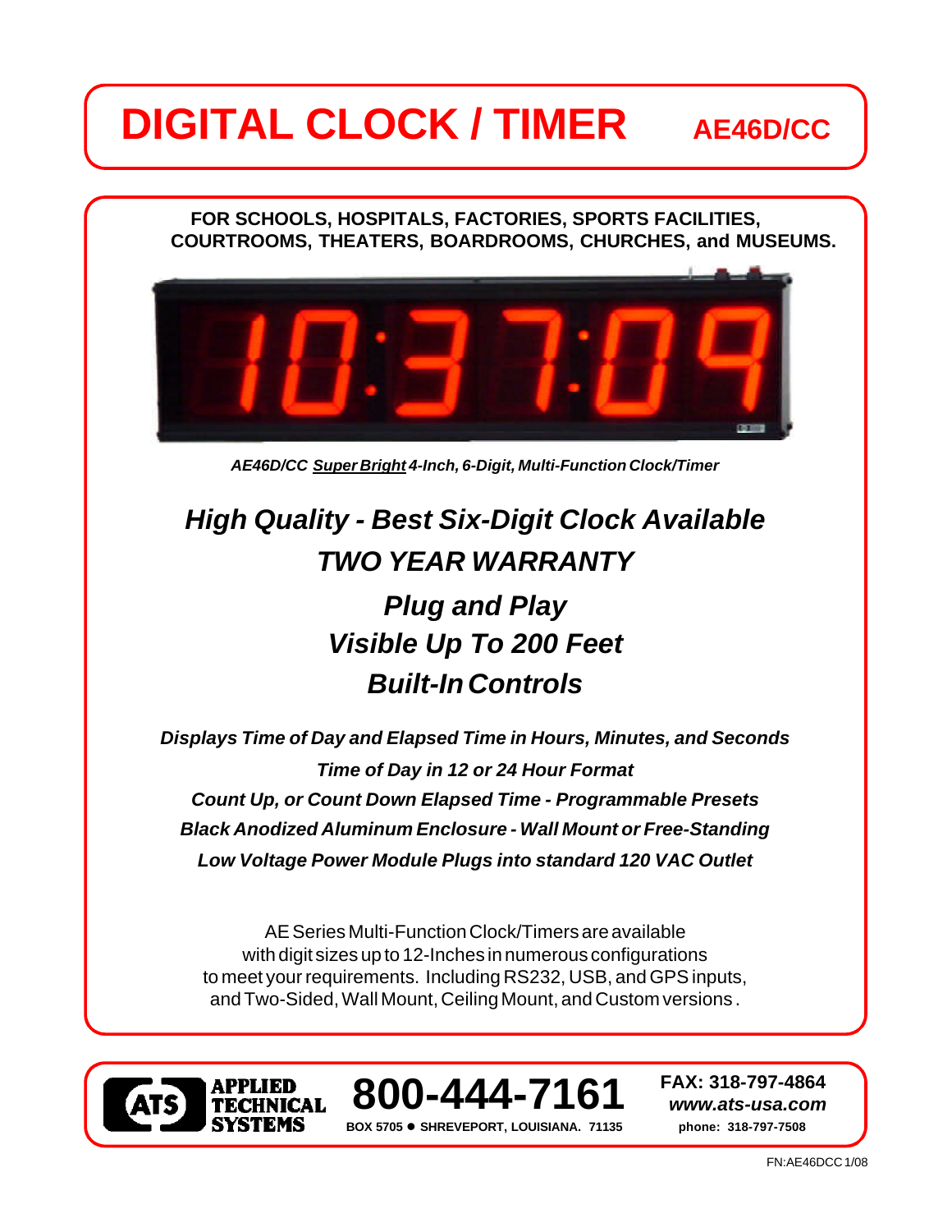# DIGITAL CLOCK / TIMER AE46D/CC

**FOR SCHOOLS, HOSPITALS, FACTORIES, SPORTS FACILITIES, COURTROOMS, THEATERS, BOARDROOMS, CHURCHES, and MUSEUMS.**

*AE46D/CC Super Bright 4-Inch, 6-Digit, Multi-Function Clock/Timer*

## *High Quality - Best Six-Digit Clock Available*

## *TWO YEAR WARRANTY*

## *Plug and Play*

## *Visible Up To 200 Feet*

## *Built-In Controls*

***Displays Time of Day and Elapsed Time in Hours, Minutes, and Seconds***

***Time of Day in 12 or 24 Hour Format***

***Count Up, or Count Down Elapsed Time - Programmable Presets***

***Black Anodized Aluminum Enclosure - Wall Mount or Free-Standing***

***Low Voltage Power Module Plugs into standard 120 VAC Outlet***

AE Series Multi-Function Clock/Timers are available with digit sizes up to 12-Inches in numerous configurations to meet your requirements. Including RS232, USB, and GPS inputs, and Two-Sided, Wall Mount, Ceiling Mount, and Custom versions .

**ATS APPLIED TECHNICAL SYSTEMS**

**800-444-7161**

**BOX 5705 ● SHREVEPORT, LOUISIANA. 71135**

**FAX: 318-797-4864**

***www.ats-usa.com***

**phone: 318-797-7508**

FN:AE46DCC 1/08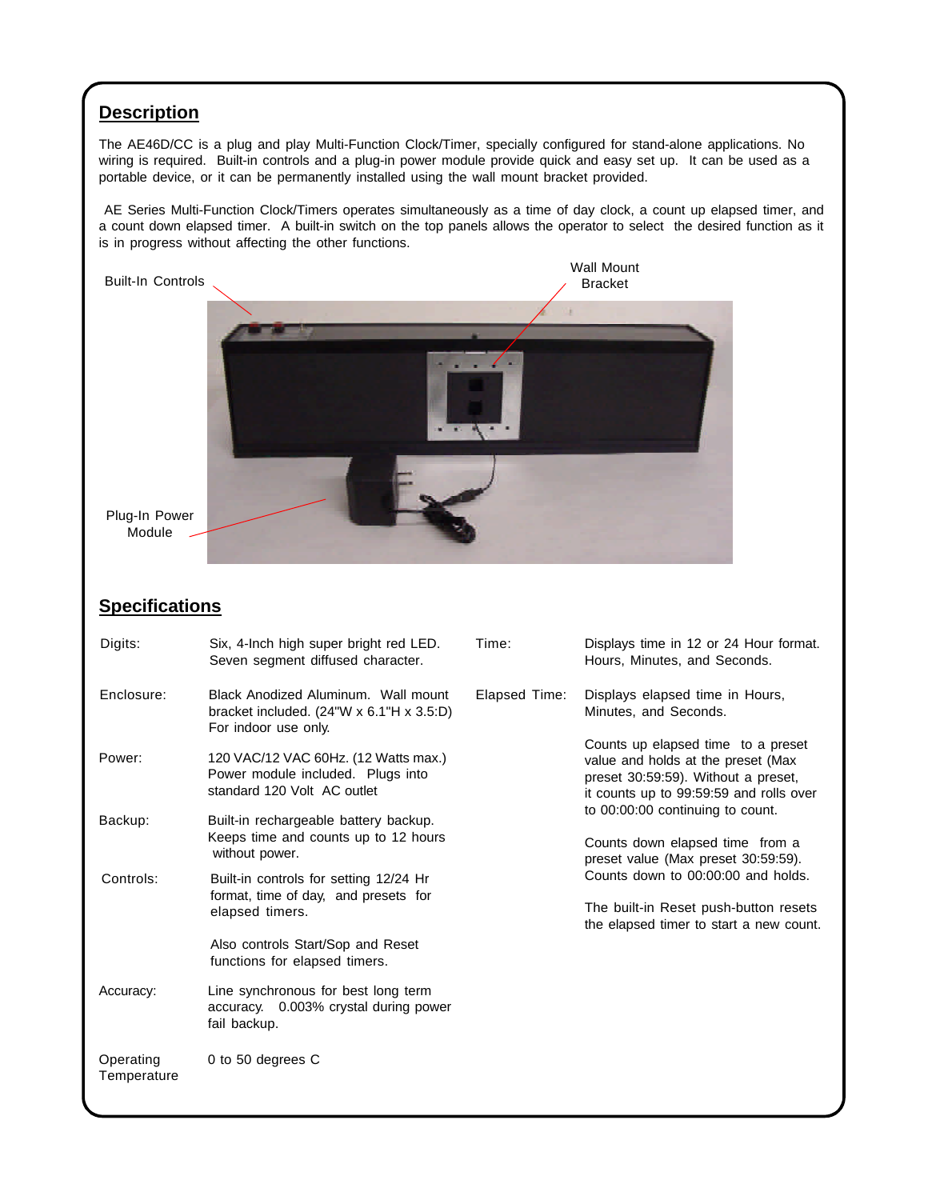## Description

The AE46D/CC is a plug and play Multi-Function Clock/Timer, specially configured for stand-alone applications. No wiring is required. Built-in controls and a plug-in power module provide quick and easy set up. It can be used as a portable device, or it can be permanently installed using the wall mount bracket provided.

AE Series Multi-Function Clock/Timers operates simultaneously as a time of day clock, a count up elapsed timer, and a count down elapsed timer. A built-in switch on the top panels allows the operator to select the desired function as it is in progress without affecting the other functions.

Built-In Controls

Wall Mount Bracket

Plug-In Power Module

## Specifications

| | |
|---|---|
| Digits: | Six, 4-Inch high super bright red LED. Seven segment diffused character. |
| Enclosure: | Black Anodized Aluminum. Wall mount bracket included. (24"W x 6.1"H x 3.5:D) For indoor use only. |
| Power: | 120 VAC/12 VAC 60Hz. (12 Watts max.) Power module included. Plugs into standard 120 Volt AC outlet |
| Backup: | Built-in rechargeable battery backup. Keeps time and counts up to 12 hours without power. |
| Controls: | Built-in controls for setting 12/24 Hr format, time of day, and presets for elapsed timers.<br><br>Also controls Start/Sop and Reset functions for elapsed timers. |
| Accuracy: | Line synchronous for best long term accuracy. 0.003% crystal during power fail backup. |
| Operating Temperature | 0 to 50 degrees C |
| Time: | Displays time in 12 or 24 Hour format. Hours, Minutes, and Seconds. |
| Elapsed Time: | Displays elapsed time in Hours, Minutes, and Seconds.<br><br>Counts up elapsed time to a preset value and holds at the preset (Max preset 30:59:59). Without a preset, it counts up to 99:59:59 and rolls over to 00:00:00 continuing to count.<br><br>Counts down elapsed time from a preset value (Max preset 30:59:59). Counts down to 00:00:00 and holds.<br><br>The built-in Reset push-button resets the elapsed timer to start a new count. |